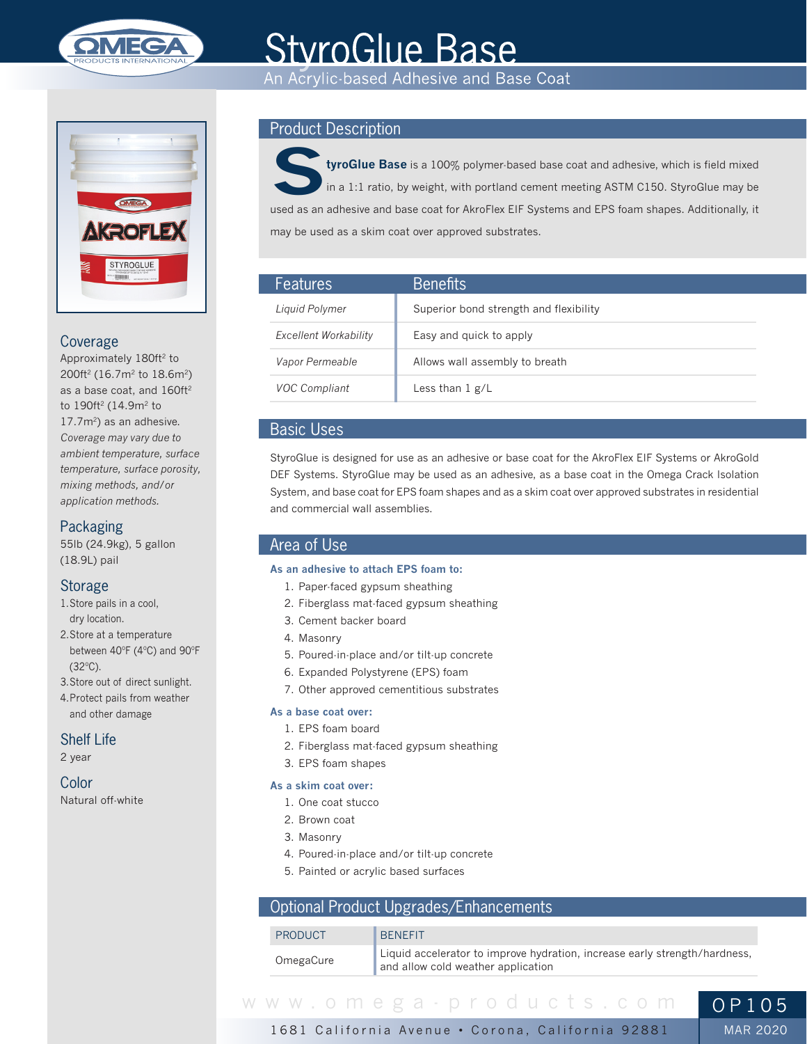// Omega Products International — StyroGlue Base product sheet (page 1 of 2)

# StyroGlue Base

An Acrylic-based Adhesive and Base Coat

## Product Description

**StyroGlue Base** is a 100% polymer-based base coat and adhesive, which is field mixed in a 1:1 ratio, by weight, with portland cement meeting ASTM C150. StyroGlue may be used as an adhesive and base coat for AkroFlex EIF Systems and EPS foam shapes. Additionally, it may be used as a skim coat over approved substrates.

| Features | Benefits |
|---|---|
| *Liquid Polymer* | Superior bond strength and flexibility |
| *Excellent Workability* | Easy and quick to apply |
| *Vapor Permeable* | Allows wall assembly to breath |
| *VOC Compliant* | Less than 1 g/L |

## Basic Uses

StyroGlue is designed for use as an adhesive or base coat for the AkroFlex EIF Systems or AkroGold DEF Systems. StyroGlue may be used as an adhesive, as a base coat in the Omega Crack Isolation System, and base coat for EPS foam shapes and as a skim coat over approved substrates in residential and commercial wall assemblies.

## Area of Use

**As an adhesive to attach EPS foam to:**

1. Paper-faced gypsum sheathing
2. Fiberglass mat-faced gypsum sheathing
3. Cement backer board
4. Masonry
5. Poured-in-place and/or tilt-up concrete
6. Expanded Polystyrene (EPS) foam
7. Other approved cementitious substrates

**As a base coat over:**

1. EPS foam board
2. Fiberglass mat-faced gypsum sheathing
3. EPS foam shapes

**As a skim coat over:**

1. One coat stucco
2. Brown coat
3. Masonry
4. Poured-in-place and/or tilt-up concrete
5. Painted or acrylic based surfaces

## Optional Product Upgrades/Enhancements

| PRODUCT | BENEFIT |
|---|---|
| OmegaCure | Liquid accelerator to improve hydration, increase early strength/hardness, and allow cold weather application |

## Coverage

Approximately 180ft² to 200ft² (16.7m² to 18.6m²) as a base coat, and 160ft² to 190ft² (14.9m² to 17.7m²) as an adhesive.

*Coverage may vary due to ambient temperature, surface temperature, surface porosity, mixing methods, and/or application methods.*

## Packaging

55lb (24.9kg), 5 gallon (18.9L) pail

## Storage

1. Store pails in a cool, dry location.
2. Store at a temperature between 40°F (4°C) and 90°F (32°C).
3. Store out of direct sunlight.
4. Protect pails from weather and other damage

## Shelf Life

2 year

## Color

Natural off-white

www.omega-products.com

1681 California Avenue • Corona, California 92881

OP105

MAR 2020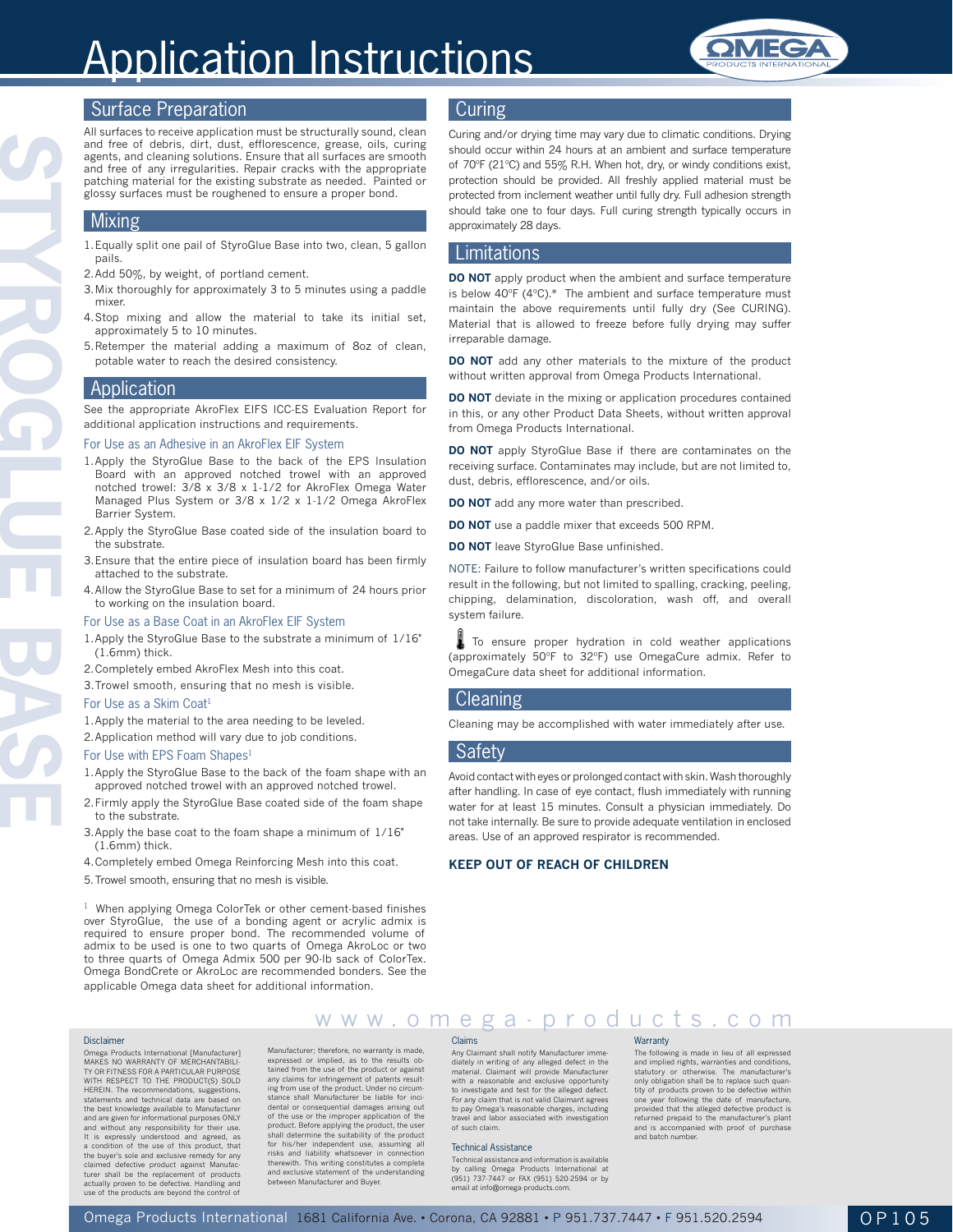# Application Instructions

STYROGLUE BASE

## Surface Preparation

All surfaces to receive application must be structurally sound, clean and free of debris, dirt, dust, efflorescence, grease, oils, curing agents, and cleaning solutions. Ensure that all surfaces are smooth and free of any irregularities. Repair cracks with the appropriate patching material for the existing substrate as needed. Painted or glossy surfaces must be roughened to ensure a proper bond.

## Mixing

1. Equally split one pail of StyroGlue Base into two, clean, 5 gallon pails.
2. Add 50%, by weight, of portland cement.
3. Mix thoroughly for approximately 3 to 5 minutes using a paddle mixer.
4. Stop mixing and allow the material to take its initial set, approximately 5 to 10 minutes.
5. Retemper the material adding a maximum of 8oz of clean, potable water to reach the desired consistency.

## Application

See the appropriate AkroFlex EIFS ICC-ES Evaluation Report for additional application instructions and requirements.

### For Use as an Adhesive in an AkroFlex EIF System

1. Apply the StyroGlue Base to the back of the EPS Insulation Board with an approved notched trowel with an approved notched trowel: 3/8 x 3/8 x 1-1/2 for AkroFlex Omega Water Managed Plus System or 3/8 x 1/2 x 1-1/2 Omega AkroFlex Barrier System.
2. Apply the StyroGlue Base coated side of the insulation board to the substrate.
3. Ensure that the entire piece of insulation board has been firmly attached to the substrate.
4. Allow the StyroGlue Base to set for a minimum of 24 hours prior to working on the insulation board.

### For Use as a Base Coat in an AkroFlex EIF System

1. Apply the StyroGlue Base to the substrate a minimum of 1/16" (1.6mm) thick.
2. Completely embed AkroFlex Mesh into this coat.
3. Trowel smooth, ensuring that no mesh is visible.

### For Use as a Skim Coat[1]

1. Apply the material to the area needing to be leveled.
2. Application method will vary due to job conditions.

### For Use with EPS Foam Shapes[1]

1. Apply the StyroGlue Base to the back of the foam shape with an approved notched trowel with an approved notched trowel.
2. Firmly apply the StyroGlue Base coated side of the foam shape to the substrate.
3. Apply the base coat to the foam shape a minimum of 1/16" (1.6mm) thick.
4. Completely embed Omega Reinforcing Mesh into this coat.
5. Trowel smooth, ensuring that no mesh is visible.

[1] When applying Omega ColorTek or other cement-based finishes over StyroGlue, the use of a bonding agent or acrylic admix is required to ensure proper bond. The recommended volume of admix to be used is one to two quarts of Omega AkroLoc or two to three quarts of Omega Admix 500 per 90-lb sack of ColorTex. Omega BondCrete or AkroLoc are recommended bonders. See the applicable Omega data sheet for additional information.

## Curing

Curing and/or drying time may vary due to climatic conditions. Drying should occur within 24 hours at an ambient and surface temperature of 70ºF (21ºC) and 55% R.H. When hot, dry, or windy conditions exist, protection should be provided. All freshly applied material must be protected from inclement weather until fully dry. Full adhesion strength should take one to four days. Full curing strength typically occurs in approximately 28 days.

## Limitations

**DO NOT** apply product when the ambient and surface temperature is below 40ºF (4ºC).* The ambient and surface temperature must maintain the above requirements until fully dry (See CURING). Material that is allowed to freeze before fully drying may suffer irreparable damage.

**DO NOT** add any other materials to the mixture of the product without written approval from Omega Products International.

**DO NOT** deviate in the mixing or application procedures contained in this, or any other Product Data Sheets, without written approval from Omega Products International.

**DO NOT** apply StyroGlue Base if there are contaminates on the receiving surface. Contaminates may include, but are not limited to, dust, debris, efflorescence, and/or oils.

**DO NOT** add any more water than prescribed.

**DO NOT** use a paddle mixer that exceeds 500 RPM.

**DO NOT** leave StyroGlue Base unfinished.

NOTE: Failure to follow manufacturer's written specifications could result in the following, but not limited to spalling, cracking, peeling, chipping, delamination, discoloration, wash off, and overall system failure.

To ensure proper hydration in cold weather applications (approximately 50ºF to 32ºF) use OmegaCure admix. Refer to OmegaCure data sheet for additional information.

## Cleaning

Cleaning may be accomplished with water immediately after use.

## Safety

Avoid contact with eyes or prolonged contact with skin. Wash thoroughly after handling. In case of eye contact, flush immediately with running water for at least 15 minutes. Consult a physician immediately. Do not take internally. Be sure to provide adequate ventilation in enclosed areas. Use of an approved respirator is recommended.

**KEEP OUT OF REACH OF CHILDREN**

www.omega-products.com

#### Disclaimer

Omega Products International [Manufacturer] MAKES NO WARRANTY OF MERCHANTABILITY OR FITNESS FOR A PARTICULAR PURPOSE WITH RESPECT TO THE PRODUCT(S) SOLD HEREIN. The recommendations, suggestions, statements and technical data are based on the best knowledge available to Manufacturer and are given for informational purposes ONLY and without any responsibility for their use. It is expressly understood and agreed, as a condition of the use of this product, that the buyer's sole and exclusive remedy for any claimed defective product against Manufacturer shall be the replacement of products actually proven to be defective. Handling and use of the products are beyond the control of Manufacturer; therefore, no warranty is made, expressed or implied, as to the results obtained from the use of the product or against any claims for infringement of patents resulting from use of the product. Under no circumstance shall Manufacturer be liable for incidental or consequential damages arising out of the use or the improper application of the product. Before applying the product, the user shall determine the suitability of the product for his/her independent use, assuming all risks and liability whatsoever in connection therewith. This writing constitutes a complete and exclusive statement of the understanding between Manufacturer and Buyer.

#### Claims

Any Claimant shall notify Manufacturer immediately in writing of any alleged defect in the material. Claimant will provide Manufacturer with a reasonable and exclusive opportunity to investigate and test for the alleged defect. For any claim that is not valid Claimant agrees to pay Omega's reasonable charges, including travel and labor associated with investigation of such claim.

#### Technical Assistance

Technical assistance and information is available by calling Omega Products International at (951) 737-7447 or FAX (951) 520-2594 or by email at info@omega-products.com.

#### Warranty

The following is made in lieu of all expressed and implied rights, warranties and conditions, statutory or otherwise. The manufacturer's only obligation shall be to replace such quantity of products proven to be defective within one year following the date of manufacture, provided that the alleged defective product is returned prepaid to the manufacturer's plant and is accompanied with proof of purchase and batch number.

Omega Products International 1681 California Ave. • Corona, CA 92881 • P 951.737.7447 • F 951.520.2594

OP105